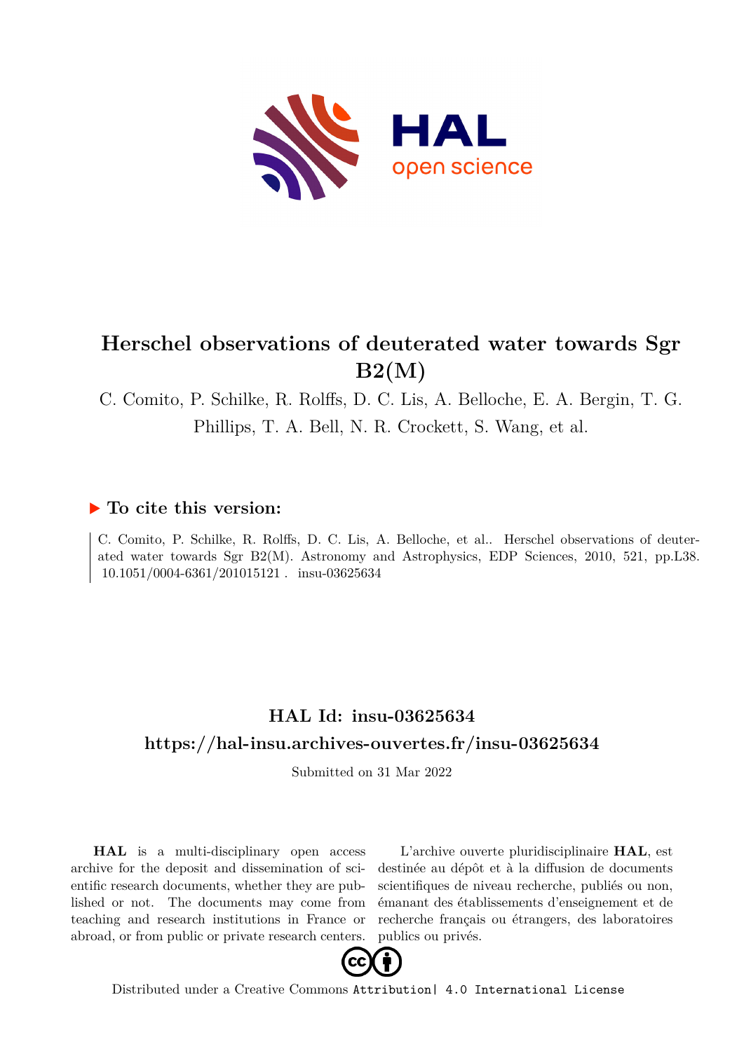# Herschel observations of deuterated water towards Sgr B2(M)

C. Comito, P. Schilke, R. Rolffs, D. C. Lis, A. Belloche, E. A. Bergin, T. G. Phillips, T. A. Bell, N. R. Crockett, S. Wang, et al.

## ▶ To cite this version:

C. Comito, P. Schilke, R. Rolffs, D. C. Lis, A. Belloche, et al.. Herschel observations of deuterated water towards Sgr B2(M). Astronomy and Astrophysics, EDP Sciences, 2010, 521, pp.L38. 10.1051/0004-6361/201015121 . insu-03625634

## HAL Id: insu-03625634

## https://hal-insu.archives-ouvertes.fr/insu-03625634

Submitted on 31 Mar 2022

**HAL** is a multi-disciplinary open access archive for the deposit and dissemination of scientific research documents, whether they are published or not. The documents may come from teaching and research institutions in France or abroad, or from public or private research centers.

L'archive ouverte pluridisciplinaire **HAL**, est destinée au dépôt et à la diffusion de documents scientifiques de niveau recherche, publiés ou non, émanant des établissements d'enseignement et de recherche français ou étrangers, des laboratoires publics ou privés.

Distributed under a Creative Commons Attribution| 4.0 International License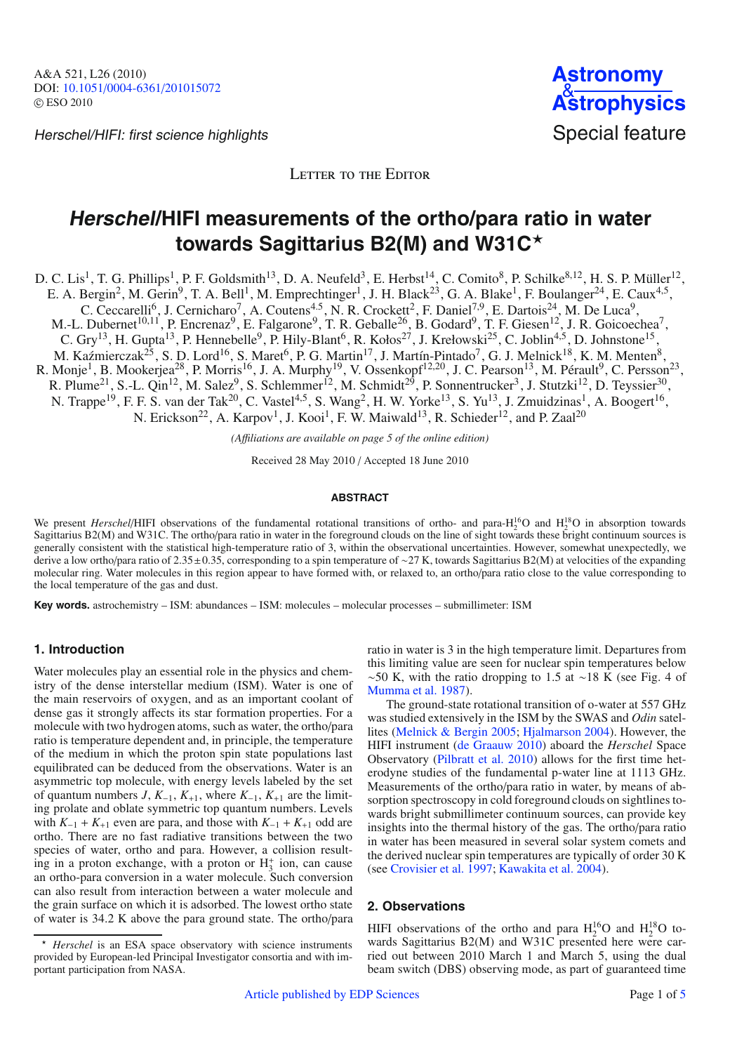Letter to the Editor

# *Herschel*/HIFI measurements of the ortho/para ratio in water towards Sagittarius B2(M) and W31C★

D. C. Lis[1], T. G. Phillips[1], P. F. Goldsmith[13], D. A. Neufeld[3], E. Herbst[14], C. Comito[8], P. Schilke[8,12], H. S. P. Müller[12], E. A. Bergin[2], M. Gerin[9], T. A. Bell[1], M. Emprechtinger[1], J. H. Black[23], G. A. Blake[1], F. Boulanger[24], E. Caux[4,5], C. Ceccarelli[6], J. Cernicharo[7], A. Coutens[4,5], N. R. Crockett[2], F. Daniel[7,9], E. Dartois[24], M. De Luca[9], M.-L. Dubernet[10,11], P. Encrenaz[9], E. Falgarone[9], T. R. Geballe[26], B. Godard[9], T. F. Giesen[12], J. R. Goicoechea[7], C. Gry[13], H. Gupta[13], P. Hennebelle[9], P. Hily-Blant[6], R. Kołos[27], J. Krełowski[25], C. Joblin[4,5], D. Johnstone[15], M. Kaźmierczak[25], S. D. Lord[16], S. Maret[6], P. G. Martin[17], J. Martín-Pintado[7], G. J. Melnick[18], K. M. Menten[8], R. Monje[1], B. Mookerjea[28], P. Morris[16], J. A. Murphy[19], V. Ossenkopf[12,20], J. C. Pearson[13], M. Pérault[9], C. Persson[23], R. Plume[21], S.-L. Qin[12], M. Salez[9], S. Schlemmer[12], M. Schmidt[29], P. Sonnentrucker[3], J. Stutzki[12], D. Teyssier[30], N. Trappe[19], F. F. S. van der Tak[20], C. Vastel[4,5], S. Wang[2], H. W. Yorke[13], S. Yu[13], J. Zmuidzinas[1], A. Boogert[16], N. Erickson[22], A. Karpov[1], J. Kooi[1], F. W. Maiwald[13], R. Schieder[12], and P. Zaal[20]

*(Affiliations are available on page 5 of the online edition)*

Received 28 May 2010 / Accepted 18 June 2010

## ABSTRACT

We present *Herschel*/HIFI observations of the fundamental rotational transitions of ortho- and para-$H_2^{16}O$ and $H_2^{18}O$ in absorption towards Sagittarius B2(M) and W31C. The ortho/para ratio in water in the foreground clouds on the line of sight towards these bright continuum sources is generally consistent with the statistical high-temperature ratio of 3, within the observational uncertainties. However, somewhat unexpectedly, we derive a low ortho/para ratio of $2.35 \pm 0.35$, corresponding to a spin temperature of ~27 K, towards Sagittarius B2(M) at velocities of the expanding molecular ring. Water molecules in this region appear to have formed with, or relaxed to, an ortho/para ratio close to the value corresponding to the local temperature of the gas and dust.

**Key words.** astrochemistry – ISM: abundances – ISM: molecules – molecular processes – submillimeter: ISM

## 1. Introduction

Water molecules play an essential role in the physics and chemistry of the dense interstellar medium (ISM). Water is one of the main reservoirs of oxygen, and as an important coolant of dense gas it strongly affects its star formation properties. For a molecule with two hydrogen atoms, such as water, the ortho/para ratio is temperature dependent and, in principle, the temperature of the medium in which the proton spin state populations last equilibrated can be deduced from the observations. Water is an asymmetric top molecule, with energy levels labeled by the set of quantum numbers $J$, $K_{-1}$, $K_{+1}$, where $K_{-1}$, $K_{+1}$ are the limiting prolate and oblate symmetric top quantum numbers. Levels with $K_{-1} + K_{+1}$ even are para, and those with $K_{-1} + K_{+1}$ odd are ortho. There are no fast radiative transitions between the two species of water, ortho and para. However, a collision resulting in a proton exchange, with a proton or $H_3^+$ ion, can cause an ortho-para conversion in a water molecule. Such conversion can also result from interaction between a water molecule and the grain surface on which it is adsorbed. The lowest ortho state of water is 34.2 K above the para ground state. The ortho/para ratio in water is 3 in the high temperature limit. Departures from this limiting value are seen for nuclear spin temperatures below ~50 K, with the ratio dropping to 1.5 at ~18 K (see Fig. 4 of Mumma et al. 1987).

The ground-state rotational transition of o-water at 557 GHz was studied extensively in the ISM by the SWAS and *Odin* satellites (Melnick & Bergin 2005; Hjalmarson 2004). However, the HIFI instrument (de Graauw 2010) aboard the *Herschel* Space Observatory (Pilbratt et al. 2010) allows for the first time heterodyne studies of the fundamental p-water line at 1113 GHz. Measurements of the ortho/para ratio in water, by means of absorption spectroscopy in cold foreground clouds on sightlines towards bright submillimeter continuum sources, can provide key insights into the thermal history of the gas. The ortho/para ratio in water has been measured in several solar system comets and the derived nuclear spin temperatures are typically of order 30 K (see Crovisier et al. 1997; Kawakita et al. 2004).

## 2. Observations

HIFI observations of the ortho and para $H_2^{16}O$ and $H_2^{18}O$ towards Sagittarius B2(M) and W31C presented here were carried out between 2010 March 1 and March 5, using the dual beam switch (DBS) observing mode, as part of guaranteed time

★ *Herschel* is an ESA space observatory with science instruments provided by European-led Principal Investigator consortia and with important participation from NASA.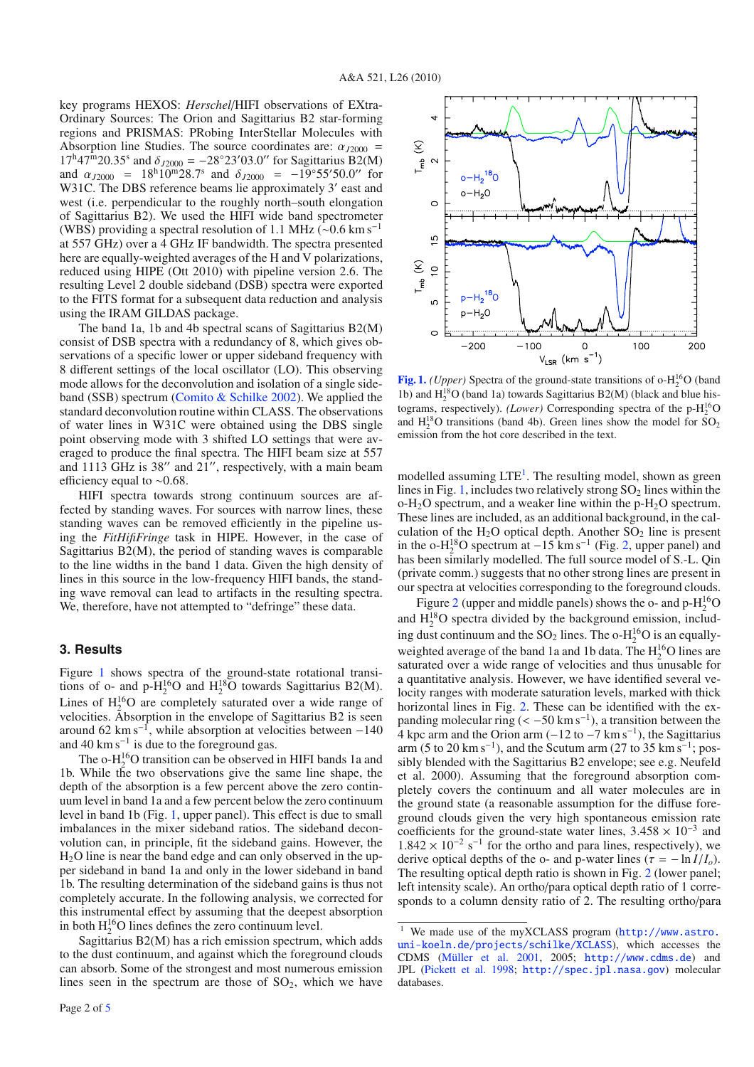key programs HEXOS: *Herschel*/HIFI observations of EXtra-Ordinary Sources: The Orion and Sagittarius B2 star-forming regions and PRISMAS: PRobing InterStellar Molecules with Absorption line Studies. The source coordinates are: $\alpha_{J2000}$ = $17^h47^m20.35^s$ and $\delta_{J2000} = -28°23'03.0''$ for Sagittarius B2(M) and $\alpha_{J2000}$ = $18^h10^m28.7^s$ and $\delta_{J2000} = -19°55'50.0''$ for W31C. The DBS reference beams lie approximately 3′ east and west (i.e. perpendicular to the roughly north–south elongation of Sagittarius B2). We used the HIFI wide band spectrometer (WBS) providing a spectral resolution of 1.1 MHz (~0.6 km s$^{-1}$ at 557 GHz) over a 4 GHz IF bandwidth. The spectra presented here are equally-weighted averages of the H and V polarizations, reduced using HIPE (Ott 2010) with pipeline version 2.6. The resulting Level 2 double sideband (DSB) spectra were exported to the FITS format for a subsequent data reduction and analysis using the IRAM GILDAS package.

The band 1a, 1b and 4b spectral scans of Sagittarius B2(M) consist of DSB spectra with a redundancy of 8, which gives observations of a specific lower or upper sideband frequency with 8 different settings of the local oscillator (LO). This observing mode allows for the deconvolution and isolation of a single sideband (SSB) spectrum (Comito & Schilke 2002). We applied the standard deconvolution routine within CLASS. The observations of water lines in W31C were obtained using the DBS single point observing mode with 3 shifted LO settings that were averaged to produce the final spectra. The HIFI beam size at 557 and 1113 GHz is 38′′ and 21′′, respectively, with a main beam efficiency equal to ~0.68.

HIFI spectra towards strong continuum sources are affected by standing waves. For sources with narrow lines, these standing waves can be removed efficiently in the pipeline using the *FitHifiFringe* task in HIPE. However, in the case of Sagittarius B2(M), the period of standing waves is comparable to the line widths in the band 1 data. Given the high density of lines in this source in the low-frequency HIFI bands, the standing wave removal can lead to artifacts in the resulting spectra. We, therefore, have not attempted to "defringe" these data.

## 3. Results

Figure 1 shows spectra of the ground-state rotational transitions of o- and p-$H_2^{16}O$ and $H_2^{18}O$ towards Sagittarius B2(M). Lines of $H_2^{16}O$ are completely saturated over a wide range of velocities. Absorption in the envelope of Sagittarius B2 is seen around 62 km s$^{-1}$, while absorption at velocities between −140 and 40 km s$^{-1}$ is due to the foreground gas.

The o-$H_2^{16}O$ transition can be observed in HIFI bands 1a and 1b. While the two observations give the same line shape, the depth of the absorption is a few percent above the zero continuum level in band 1a and a few percent below the zero continuum level in band 1b (Fig. 1, upper panel). This effect is due to small imbalances in the mixer sideband ratios. The sideband deconvolution can, in principle, fit the sideband gains. However, the $H_2O$ line is near the band edge and can only observed in the upper sideband in band 1a and only in the lower sideband in band 1b. The resulting determination of the sideband gains is thus not completely accurate. In the following analysis, we corrected for this instrumental effect by assuming that the deepest absorption in both $H_2^{16}O$ lines defines the zero continuum level.

Sagittarius B2(M) has a rich emission spectrum, which adds to the dust continuum, and against which the foreground clouds can absorb. Some of the strongest and most numerous emission lines seen in the spectrum are those of $SO_2$, which we have modelled assuming LTE[1]. The resulting model, shown as green lines in Fig. 1, includes two relatively strong $SO_2$ lines within the o-$H_2O$ spectrum, and a weaker line within the p-$H_2O$ spectrum. These lines are included, as an additional background, in the calculation of the $H_2O$ optical depth. Another $SO_2$ line is present in the o-$H_2^{18}O$ spectrum at −15 km s$^{-1}$ (Fig. 2, upper panel) and has been similarly modelled. The full source model of S.-L. Qin (private comm.) suggests that no other strong lines are present in our spectra at velocities corresponding to the foreground clouds.

Figure 2 (upper and middle panels) shows the o- and p-$H_2^{16}O$ and $H_2^{18}O$ spectra divided by the background emission, including dust continuum and the $SO_2$ lines. The o-$H_2^{16}O$ is an equally-weighted average of the band 1a and 1b data. The $H_2^{16}O$ lines are saturated over a wide range of velocities and thus unusable for a quantitative analysis. However, we have identified several velocity ranges with moderate saturation levels, marked with thick horizontal lines in Fig. 2. These can be identified with the expanding molecular ring (< −50 km s$^{-1}$), a transition between the 4 kpc arm and the Orion arm (−12 to −7 km s$^{-1}$), the Sagittarius arm (5 to 20 km s$^{-1}$), and the Scutum arm (27 to 35 km s$^{-1}$; possibly blended with the Sagittarius B2 envelope; see e.g. Neufeld et al. 2000). Assuming that the foreground absorption completely covers the continuum and all water molecules are in the ground state (a reasonable assumption for the diffuse foreground clouds given the very high spontaneous emission rate coefficients for the ground-state water lines, $3.458 \times 10^{-3}$ and $1.842 \times 10^{-2}$ s$^{-1}$ for the ortho and para lines, respectively), we derive optical depths of the o- and p-water lines ($\tau = -\ln I/I_o$). The resulting optical depth ratio is shown in Fig. 2 (lower panel; left intensity scale). An ortho/para optical depth ratio of 1 corresponds to a column density ratio of 2. The resulting ortho/para

**Fig. 1.** *(Upper)* Spectra of the ground-state transitions of o-$H_2^{16}O$ (band 1b) and $H_2^{18}O$ (band 1a) towards Sagittarius B2(M) (black and blue histograms, respectively). *(Lower)* Corresponding spectra of the p-$H_2^{16}O$ and $H_2^{18}O$ transitions (band 4b). Green lines show the model for $SO_2$ emission from the hot core described in the text.

[1] We made use of the myXCLASS program (http://www.astro.uni-koeln.de/projects/schilke/XCLASS), which accesses the CDMS (Müller et al. 2001, 2005; http://www.cdms.de) and JPL (Pickett et al. 1998; http://spec.jpl.nasa.gov) molecular databases.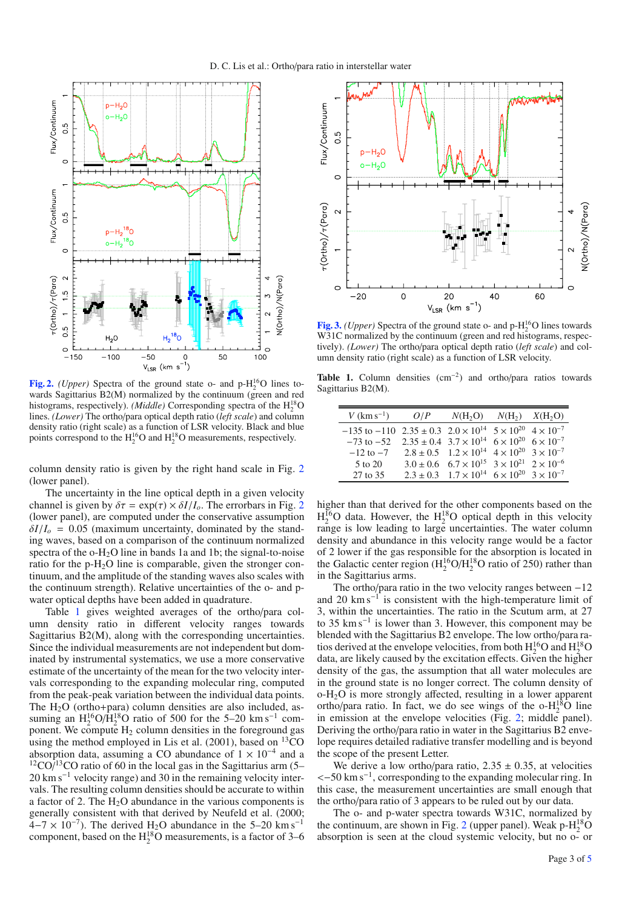**Fig. 2.** *(Upper)* Spectra of the ground state o- and p-$H_2^{16}O$ lines towards Sagittarius B2(M) normalized by the continuum (green and red histograms, respectively). *(Middle)* Corresponding spectra of the $H_2^{18}O$ lines. *(Lower)* The ortho/para optical depth ratio (*left scale*) and column density ratio (right scale) as a function of LSR velocity. Black and blue points correspond to the $H_2^{16}O$ and $H_2^{18}O$ measurements, respectively.

column density ratio is given by the right hand scale in Fig. 2 (lower panel).

The uncertainty in the line optical depth in a given velocity channel is given by $\delta\tau = \exp(\tau) \times \delta I/I_o$. The errorbars in Fig. 2 (lower panel), are computed under the conservative assumption $\delta I/I_o = 0.05$ (maximum uncertainty, dominated by the standing waves, based on a comparison of the continuum normalized spectra of the o-$H_2O$ line in bands 1a and 1b; the signal-to-noise ratio for the p-$H_2O$ line is comparable, given the stronger continuum, and the amplitude of the standing waves also scales with the continuum strength). Relative uncertainties of the o- and p-water optical depths have been added in quadrature.

Table 1 gives weighted averages of the ortho/para column density ratio in different velocity ranges towards Sagittarius B2(M), along with the corresponding uncertainties. Since the individual measurements are not independent but dominated by instrumental systematics, we use a more conservative estimate of the uncertainty of the mean for the two velocity intervals corresponding to the expanding molecular ring, computed from the peak-peak variation between the individual data points. The $H_2O$ (ortho+para) column densities are also included, assuming an $H_2^{16}O/H_2^{18}O$ ratio of 500 for the 5–20 km s$^{-1}$ component. We compute $H_2$ column densities in the foreground gas using the method employed in Lis et al. (2001), based on $^{13}CO$ absorption data, assuming a CO abundance of $1 \times 10^{-4}$ and a $^{12}CO/^{13}CO$ ratio of 60 in the local gas in the Sagittarius arm (5–20 km s$^{-1}$ velocity range) and 30 in the remaining velocity intervals. The resulting column densities should be accurate to within a factor of 2. The $H_2O$ abundance in the various components is generally consistent with that derived by Neufeld et al. (2000; $4–7 \times 10^{-7}$). The derived $H_2O$ abundance in the 5–20 km s$^{-1}$ component, based on the $H_2^{18}O$ measurements, is a factor of 3–6 higher than that derived for the other components based on the $H_2^{16}O$ data. However, the $H_2^{18}O$ optical depth in this velocity range is low leading to large uncertainties. The water column density and abundance in this velocity range would be a factor of 2 lower if the gas responsible for the absorption is located in the Galactic center region ($H_2^{16}O/H_2^{18}O$ ratio of 250) rather than in the Sagittarius arms.

**Fig. 3.** *(Upper)* Spectra of the ground state o- and p-$H_2^{16}O$ lines towards W31C normalized by the continuum (green and red histograms, respectively). *(Lower)* The ortho/para optical depth ratio (*left scale*) and column density ratio (right scale) as a function of LSR velocity.

**Table 1.** Column densities (cm$^{-2}$) and ortho/para ratios towards Sagittarius B2(M).

| $V$ (km s$^{-1}$) | $O/P$ | $N(H_2O)$ | $N(H_2)$ | $X(H_2O)$ |
|---|---|---|---|---|
| −135 to −110 | $2.35 \pm 0.3$ | $2.0 \times 10^{14}$ | $5 \times 10^{20}$ | $4 \times 10^{-7}$ |
| −73 to −52 | $2.35 \pm 0.4$ | $3.7 \times 10^{14}$ | $6 \times 10^{20}$ | $6 \times 10^{-7}$ |
| −12 to −7 | $2.8 \pm 0.5$ | $1.2 \times 10^{14}$ | $4 \times 10^{20}$ | $3 \times 10^{-7}$ |
| 5 to 20 | $3.0 \pm 0.6$ | $6.7 \times 10^{15}$ | $3 \times 10^{21}$ | $2 \times 10^{-6}$ |
| 27 to 35 | $2.3 \pm 0.3$ | $1.7 \times 10^{14}$ | $6 \times 10^{20}$ | $3 \times 10^{-7}$ |

The ortho/para ratio in the two velocity ranges between −12 and 20 km s$^{-1}$ is consistent with the high-temperature limit of 3, within the uncertainties. The ratio in the Scutum arm, at 27 to 35 km s$^{-1}$ is lower than 3. However, this component may be blended with the Sagittarius B2 envelope. The low ortho/para ratios derived at the envelope velocities, from both $H_2^{16}O$ and $H_2^{18}O$ data, are likely caused by the excitation effects. Given the higher density of the gas, the assumption that all water molecules are in the ground state is no longer correct. The column density of o-$H_2O$ is more strongly affected, resulting in a lower apparent ortho/para ratio. In fact, we do see wings of the o-$H_2^{18}O$ line in emission at the envelope velocities (Fig. 2; middle panel). Deriving the ortho/para ratio in water in the Sagittarius B2 envelope requires detailed radiative transfer modelling and is beyond the scope of the present Letter.

We derive a low ortho/para ratio, $2.35 \pm 0.35$, at velocities $<-50$ km s$^{-1}$, corresponding to the expanding molecular ring. In this case, the measurement uncertainties are small enough that the ortho/para ratio of 3 appears to be ruled out by our data.

The o- and p-water spectra towards W31C, normalized by the continuum, are shown in Fig. 2 (upper panel). Weak p-$H_2^{18}O$ absorption is seen at the cloud systemic velocity, but no o- or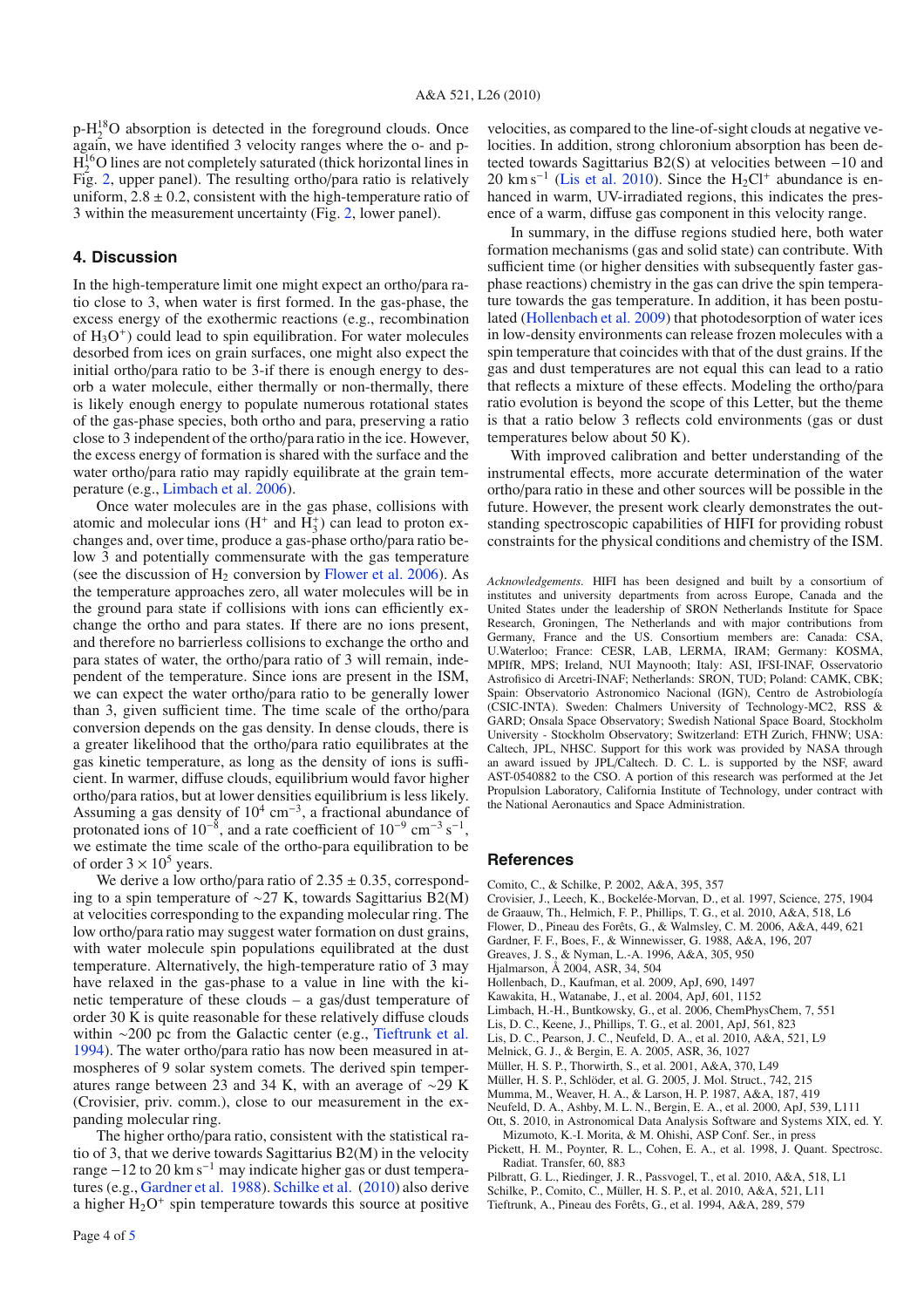p-$H_2^{18}O$ absorption is detected in the foreground clouds. Once again, we have identified 3 velocity ranges where the o- and p-$H_2^{16}O$ lines are not completely saturated (thick horizontal lines in Fig. 2, upper panel). The resulting ortho/para ratio is relatively uniform, $2.8 \pm 0.2$, consistent with the high-temperature ratio of 3 within the measurement uncertainty (Fig. 2, lower panel).

## 4. Discussion

In the high-temperature limit one might expect an ortho/para ratio close to 3, when water is first formed. In the gas-phase, the excess energy of the exothermic reactions (e.g., recombination of $H_3O^+$) could lead to spin equilibration. For water molecules desorbed from ices on grain surfaces, one might also expect the initial ortho/para ratio to be 3-if there is enough energy to desorb a water molecule, either thermally or non-thermally, there is likely enough energy to populate numerous rotational states of the gas-phase species, both ortho and para, preserving a ratio close to 3 independent of the ortho/para ratio in the ice. However, the excess energy of formation is shared with the surface and the water ortho/para ratio may rapidly equilibrate at the grain temperature (e.g., Limbach et al. 2006).

Once water molecules are in the gas phase, collisions with atomic and molecular ions ($H^+$ and $H_3^+$) can lead to proton exchanges and, over time, produce a gas-phase ortho/para ratio below 3 and potentially commensurate with the gas temperature (see the discussion of $H_2$ conversion by Flower et al. 2006). As the temperature approaches zero, all water molecules will be in the ground para state if collisions with ions can efficiently exchange the ortho and para states. If there are no ions present, and therefore no barrierless collisions to exchange the ortho and para states of water, the ortho/para ratio of 3 will remain, independent of the temperature. Since ions are present in the ISM, we can expect the water ortho/para ratio to be generally lower than 3, given sufficient time. The time scale of the ortho/para conversion depends on the gas density. In dense clouds, there is a greater likelihood that the ortho/para ratio equilibrates at the gas kinetic temperature, as long as the density of ions is sufficient. In warmer, diffuse clouds, equilibrium would favor higher ortho/para ratios, but at lower densities equilibrium is less likely. Assuming a gas density of $10^4$ cm$^{-3}$, a fractional abundance of protonated ions of $10^{-8}$, and a rate coefficient of $10^{-9}$ cm$^{-3}$ s$^{-1}$, we estimate the time scale of the ortho-para equilibration to be of order $3 \times 10^5$ years.

We derive a low ortho/para ratio of $2.35 \pm 0.35$, corresponding to a spin temperature of ~27 K, towards Sagittarius B2(M) at velocities corresponding to the expanding molecular ring. The low ortho/para ratio may suggest water formation on dust grains, with water molecule spin populations equilibrated at the dust temperature. Alternatively, the high-temperature ratio of 3 may have relaxed in the gas-phase to a value in line with the kinetic temperature of these clouds – a gas/dust temperature of order 30 K is quite reasonable for these relatively diffuse clouds within ~200 pc from the Galactic center (e.g., Tieftrunk et al. 1994). The water ortho/para ratio has now been measured in atmospheres of 9 solar system comets. The derived spin temperatures range between 23 and 34 K, with an average of ~29 K (Crovisier, priv. comm.), close to our measurement in the expanding molecular ring.

The higher ortho/para ratio, consistent with the statistical ratio of 3, that we derive towards Sagittarius B2(M) in the velocity range −12 to 20 km s$^{-1}$ may indicate higher gas or dust temperatures (e.g., Gardner et al. 1988). Schilke et al. (2010) also derive a higher $H_2O^+$ spin temperature towards this source at positive velocities, as compared to the line-of-sight clouds at negative velocities. In addition, strong chloronium absorption has been detected towards Sagittarius B2(S) at velocities between −10 and 20 km s$^{-1}$ (Lis et al. 2010). Since the $H_2Cl^+$ abundance is enhanced in warm, UV-irradiated regions, this indicates the presence of a warm, diffuse gas component in this velocity range.

In summary, in the diffuse regions studied here, both water formation mechanisms (gas and solid state) can contribute. With sufficient time (or higher densities with subsequently faster gas-phase reactions) chemistry in the gas can drive the spin temperature towards the gas temperature. In addition, it has been postulated (Hollenbach et al. 2009) that photodesorption of water ices in low-density environments can release frozen molecules with a spin temperature that coincides with that of the dust grains. If the gas and dust temperatures are not equal this can lead to a ratio that reflects a mixture of these effects. Modeling the ortho/para ratio evolution is beyond the scope of this Letter, but the theme is that a ratio below 3 reflects cold environments (gas or dust temperatures below about 50 K).

With improved calibration and better understanding of the instrumental effects, more accurate determination of the water ortho/para ratio in these and other sources will be possible in the future. However, the present work clearly demonstrates the outstanding spectroscopic capabilities of HIFI for providing robust constraints for the physical conditions and chemistry of the ISM.

*Acknowledgements.* HIFI has been designed and built by a consortium of institutes and university departments from across Europe, Canada and the United States under the leadership of SRON Netherlands Institute for Space Research, Groningen, The Netherlands and with major contributions from Germany, France and the US. Consortium members are: Canada: CSA, U.Waterloo; France: CESR, LAB, LERMA, IRAM; Germany: KOSMA, MPIfR, MPS; Ireland, NUI Maynooth; Italy: ASI, IFSI-INAF, Osservatorio Astrofisico di Arcetri-INAF; Netherlands: SRON, TUD; Poland: CAMK, CBK; Spain: Observatorio Astronomico Nacional (IGN), Centro de Astrobiología (CSIC-INTA). Sweden: Chalmers University of Technology-MC2, RSS & GARD; Onsala Space Observatory; Swedish National Space Board, Stockholm University - Stockholm Observatory; Switzerland: ETH Zurich, FHNW; USA: Caltech, JPL, NHSC. Support for this work was provided by NASA through an award issued by JPL/Caltech. D. C. L. is supported by the NSF, award AST-0540882 to the CSO. A portion of this research was performed at the Jet Propulsion Laboratory, California Institute of Technology, under contract with the National Aeronautics and Space Administration.

## References

Comito, C., & Schilke, P. 2002, A&A, 395, 357
Crovisier, J., Leech, K., Bockelée-Morvan, D., et al. 1997, Science, 275, 1904
de Graauw, Th., Helmich, F. P., Phillips, T. G., et al. 2010, A&A, 518, L6
Flower, D., Pineau des Forêts, G., & Walmsley, C. M. 2006, A&A, 449, 621
Gardner, F. F., Boes, F., & Winnewisser, G. 1988, A&A, 196, 207
Greaves, J. S., & Nyman, L.-A. 1996, A&A, 305, 950
Hjalmarson, Å 2004, ASR, 34, 504
Hollenbach, D., Kaufman, et al. 2009, ApJ, 690, 1497
Kawakita, H., Watanabe, J., et al. 2004, ApJ, 601, 1152
Limbach, H.-H., Buntkowsky, G., et al. 2006, ChemPhysChem, 7, 551
Lis, D. C., Keene, J., Phillips, T. G., et al. 2001, ApJ, 561, 823
Lis, D. C., Pearson, J. C., Neufeld, D. A., et al. 2010, A&A, 521, L9
Melnick, G. J., & Bergin, E. A. 2005, ASR, 36, 1027
Müller, H. S. P., Thorwirth, S., et al. 2001, A&A, 370, L49
Müller, H. S. P., Schlöder, et al. G. 2005, J. Mol. Struct., 742, 215
Mumma, M., Weaver, H. A., & Larson, H. P. 1987, A&A, 187, 419
Neufeld, D. A., Ashby, M. L. N., Bergin, E. A., et al. 2000, ApJ, 539, L111
Ott, S. 2010, in Astronomical Data Analysis Software and Systems XIX, ed. Y. Mizumoto, K.-I. Morita, & M. Ohishi, ASP Conf. Ser., in press
Pickett, H. M., Poynter, R. L., Cohen, E. A., et al. 1998, J. Quant. Spectrosc. Radiat. Transfer, 60, 883
Pilbratt, G. L., Riedinger, J. R., Passvogel, T., et al. 2010, A&A, 518, L1
Schilke, P., Comito, C., Müller, H. S. P., et al. 2010, A&A, 521, L11
Tieftrunk, A., Pineau des Forêts, G., et al. 1994, A&A, 289, 579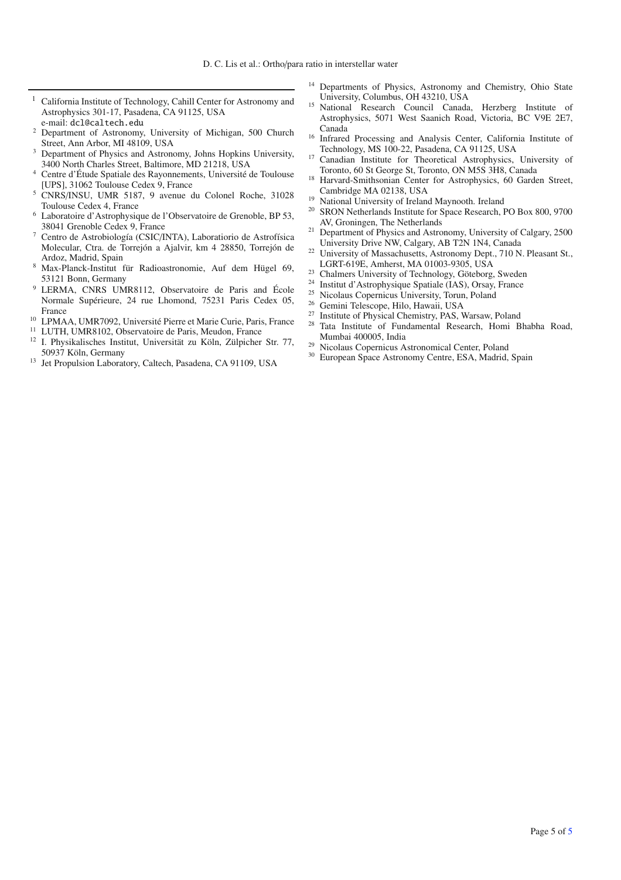[1] California Institute of Technology, Cahill Center for Astronomy and Astrophysics 301-17, Pasadena, CA 91125, USA
e-mail: dcl@caltech.edu

[2] Department of Astronomy, University of Michigan, 500 Church Street, Ann Arbor, MI 48109, USA

[3] Department of Physics and Astronomy, Johns Hopkins University, 3400 North Charles Street, Baltimore, MD 21218, USA

[4] Centre d'Étude Spatiale des Rayonnements, Université de Toulouse [UPS], 31062 Toulouse Cedex 9, France

[5] CNRS/INSU, UMR 5187, 9 avenue du Colonel Roche, 31028 Toulouse Cedex 4, France

[6] Laboratoire d'Astrophysique de l'Observatoire de Grenoble, BP 53, 38041 Grenoble Cedex 9, France

[7] Centro de Astrobiología (CSIC/INTA), Laboratiorio de Astrofísica Molecular, Ctra. de Torrejón a Ajalvir, km 4 28850, Torrejón de Ardoz, Madrid, Spain

[8] Max-Planck-Institut für Radioastronomie, Auf dem Hügel 69, 53121 Bonn, Germany

[9] LERMA, CNRS UMR8112, Observatoire de Paris and École Normale Supérieure, 24 rue Lhomond, 75231 Paris Cedex 05, France

[10] LPMAA, UMR7092, Université Pierre et Marie Curie, Paris, France

[11] LUTH, UMR8102, Observatoire de Paris, Meudon, France

[12] I. Physikalisches Institut, Universität zu Köln, Zülpicher Str. 77, 50937 Köln, Germany

[13] Jet Propulsion Laboratory, Caltech, Pasadena, CA 91109, USA

[14] Departments of Physics, Astronomy and Chemistry, Ohio State University, Columbus, OH 43210, USA

[15] National Research Council Canada, Herzberg Institute of Astrophysics, 5071 West Saanich Road, Victoria, BC V9E 2E7, Canada

[16] Infrared Processing and Analysis Center, California Institute of Technology, MS 100-22, Pasadena, CA 91125, USA

[17] Canadian Institute for Theoretical Astrophysics, University of Toronto, 60 St George St, Toronto, ON M5S 3H8, Canada

[18] Harvard-Smithsonian Center for Astrophysics, 60 Garden Street, Cambridge MA 02138, USA

[19] National University of Ireland Maynooth. Ireland

[20] SRON Netherlands Institute for Space Research, PO Box 800, 9700 AV, Groningen, The Netherlands

[21] Department of Physics and Astronomy, University of Calgary, 2500 University Drive NW, Calgary, AB T2N 1N4, Canada

[22] University of Massachusetts, Astronomy Dept., 710 N. Pleasant St., LGRT-619E, Amherst, MA 01003-9305, USA

[23] Chalmers University of Technology, Göteborg, Sweden

[24] Institut d'Astrophysique Spatiale (IAS), Orsay, France

[25] Nicolaus Copernicus University, Torun, Poland

[26] Gemini Telescope, Hilo, Hawaii, USA

[27] Institute of Physical Chemistry, PAS, Warsaw, Poland

[28] Tata Institute of Fundamental Research, Homi Bhabha Road, Mumbai 400005, India

[29] Nicolaus Copernicus Astronomical Center, Poland

[30] European Space Astronomy Centre, ESA, Madrid, Spain